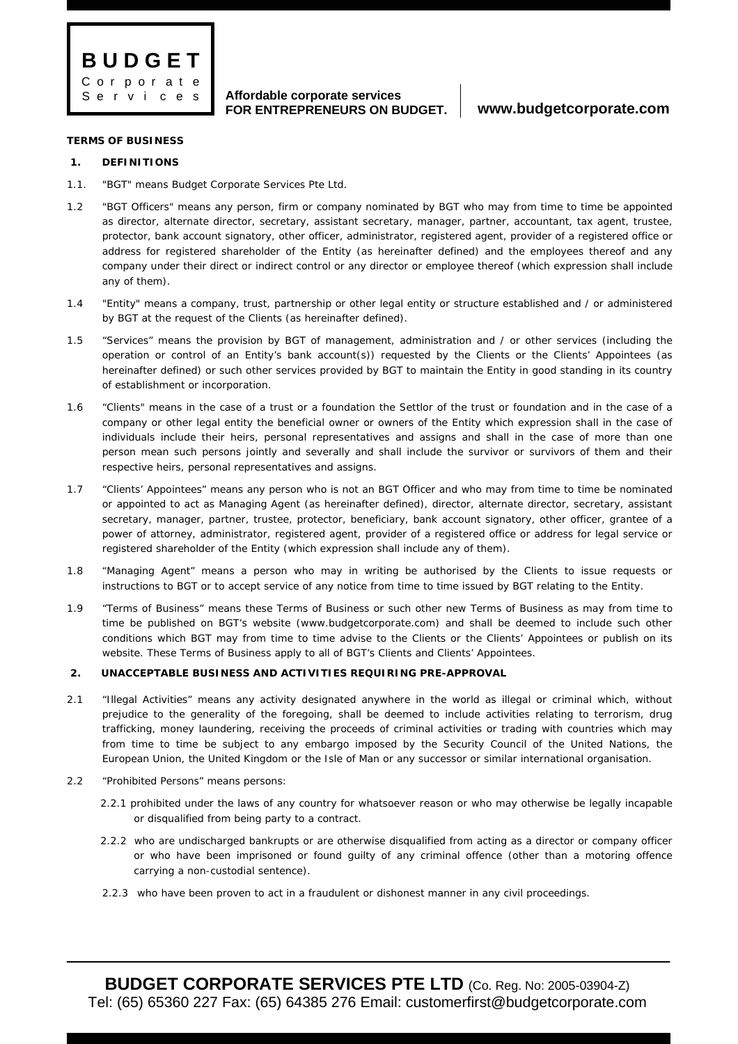**TERMS OF BUSINESS**

**1. DEFINITIONS**

1.1. "BGT" means Budget Corporate Services Pte Ltd.

1.2 "BGT Officers" means any person, firm or company nominated by BGT who may from time to time be appointed as director, alternate director, secretary, assistant secretary, manager, partner, accountant, tax agent, trustee, protector, bank account signatory, other officer, administrator, registered agent, provider of a registered office or address for registered shareholder of the Entity (as hereinafter defined) and the employees thereof and any company under their direct or indirect control or any director or employee thereof (which expression shall include any of them).

1.4 "Entity" means a company, trust, partnership or other legal entity or structure established and / or administered by BGT at the request of the Clients (as hereinafter defined).

1.5 "Services" means the provision by BGT of management, administration and / or other services (including the operation or control of an Entity's bank account(s)) requested by the Clients or the Clients' Appointees (as hereinafter defined) or such other services provided by BGT to maintain the Entity in good standing in its country of establishment or incorporation.

1.6 "Clients" means in the case of a trust or a foundation the Settlor of the trust or foundation and in the case of a company or other legal entity the beneficial owner or owners of the Entity which expression shall in the case of individuals include their heirs, personal representatives and assigns and shall in the case of more than one person mean such persons jointly and severally and shall include the survivor or survivors of them and their respective heirs, personal representatives and assigns.

1.7 "Clients' Appointees" means any person who is not an BGT Officer and who may from time to time be nominated or appointed to act as Managing Agent (as hereinafter defined), director, alternate director, secretary, assistant secretary, manager, partner, trustee, protector, beneficiary, bank account signatory, other officer, grantee of a power of attorney, administrator, registered agent, provider of a registered office or address for legal service or registered shareholder of the Entity (which expression shall include any of them).

1.8 "Managing Agent" means a person who may in writing be authorised by the Clients to issue requests or instructions to BGT or to accept service of any notice from time to time issued by BGT relating to the Entity.

1.9 "Terms of Business" means these Terms of Business or such other new Terms of Business as may from time to time be published on BGT's website (www.budgetcorporate.com) and shall be deemed to include such other conditions which BGT may from time to time advise to the Clients or the Clients' Appointees or publish on its website. These Terms of Business apply to all of BGT's Clients and Clients' Appointees.

**2. UNACCEPTABLE BUSINESS AND ACTIVITIES REQUIRING PRE-APPROVAL**

2.1 "Illegal Activities" means any activity designated anywhere in the world as illegal or criminal which, without prejudice to the generality of the foregoing, shall be deemed to include activities relating to terrorism, drug trafficking, money laundering, receiving the proceeds of criminal activities or trading with countries which may from time to time be subject to any embargo imposed by the Security Council of the United Nations, the European Union, the United Kingdom or the Isle of Man or any successor or similar international organisation.

2.2 "Prohibited Persons" means persons:

2.2.1 prohibited under the laws of any country for whatsoever reason or who may otherwise be legally incapable or disqualified from being party to a contract.

2.2.2 who are undischarged bankrupts or are otherwise disqualified from acting as a director or company officer or who have been imprisoned or found guilty of any criminal offence (other than a motoring offence carrying a non-custodial sentence).

2.2.3 who have been proven to act in a fraudulent or dishonest manner in any civil proceedings.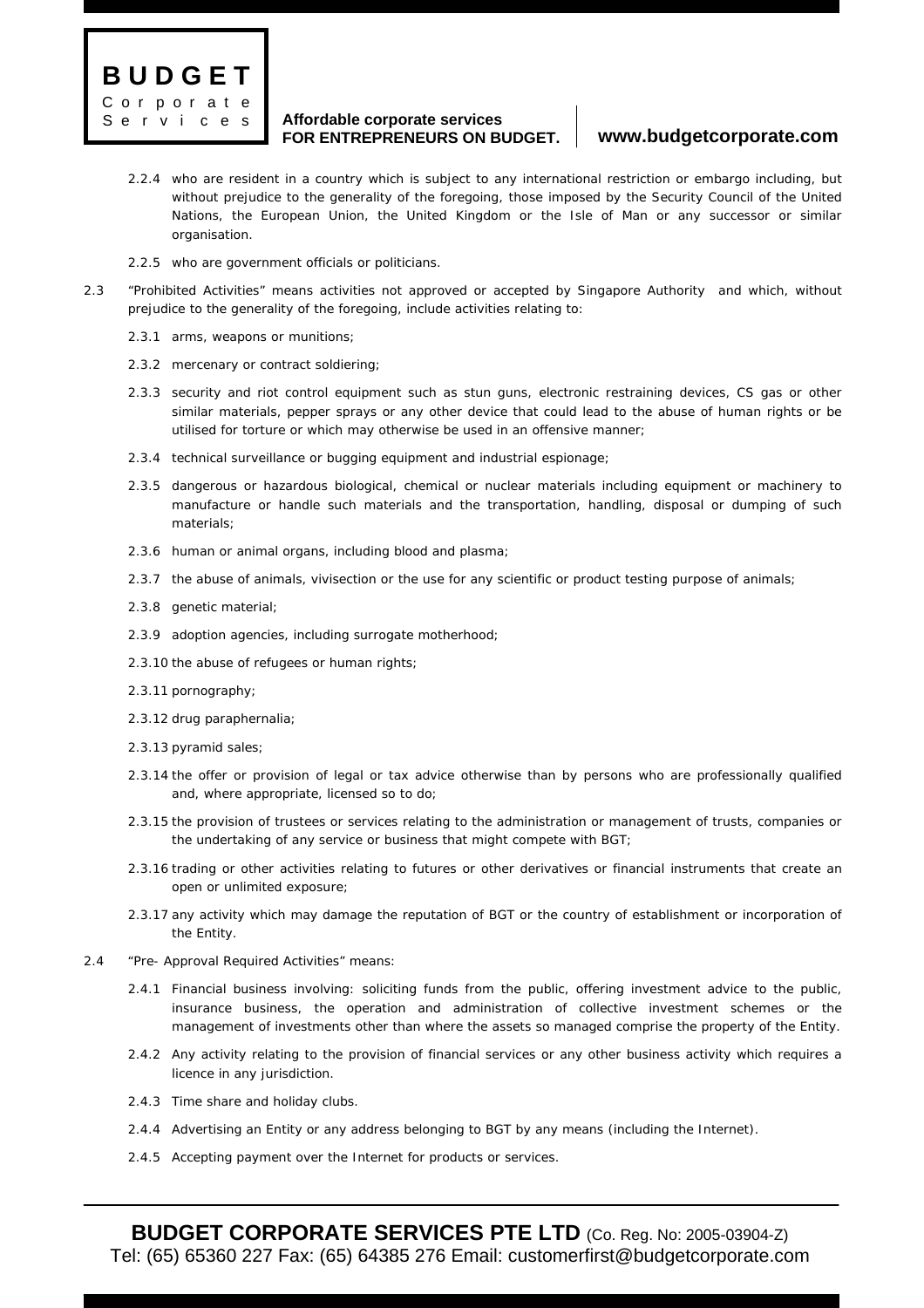2.2.4 who are resident in a country which is subject to any international restriction or embargo including, but without prejudice to the generality of the foregoing, those imposed by the Security Council of the United Nations, the European Union, the United Kingdom or the Isle of Man or any successor or similar organisation.

2.2.5 who are government officials or politicians.

2.3 "Prohibited Activities" means activities not approved or accepted by Singapore Authority and which, without prejudice to the generality of the foregoing, include activities relating to:

2.3.1 arms, weapons or munitions;

2.3.2 mercenary or contract soldiering;

2.3.3 security and riot control equipment such as stun guns, electronic restraining devices, CS gas or other similar materials, pepper sprays or any other device that could lead to the abuse of human rights or be utilised for torture or which may otherwise be used in an offensive manner;

2.3.4 technical surveillance or bugging equipment and industrial espionage;

2.3.5 dangerous or hazardous biological, chemical or nuclear materials including equipment or machinery to manufacture or handle such materials and the transportation, handling, disposal or dumping of such materials;

2.3.6 human or animal organs, including blood and plasma;

2.3.7 the abuse of animals, vivisection or the use for any scientific or product testing purpose of animals;

2.3.8 genetic material;

2.3.9 adoption agencies, including surrogate motherhood;

2.3.10 the abuse of refugees or human rights;

2.3.11 pornography;

2.3.12 drug paraphernalia;

2.3.13 pyramid sales;

2.3.14 the offer or provision of legal or tax advice otherwise than by persons who are professionally qualified and, where appropriate, licensed so to do;

2.3.15 the provision of trustees or services relating to the administration or management of trusts, companies or the undertaking of any service or business that might compete with BGT;

2.3.16 trading or other activities relating to futures or other derivatives or financial instruments that create an open or unlimited exposure;

2.3.17 any activity which may damage the reputation of BGT or the country of establishment or incorporation of the Entity.

2.4 "Pre- Approval Required Activities" means:

2.4.1 Financial business involving: soliciting funds from the public, offering investment advice to the public, insurance business, the operation and administration of collective investment schemes or the management of investments other than where the assets so managed comprise the property of the Entity.

2.4.2 Any activity relating to the provision of financial services or any other business activity which requires a licence in any jurisdiction.

2.4.3 Time share and holiday clubs.

2.4.4 Advertising an Entity or any address belonging to BGT by any means (including the Internet).

2.4.5 Accepting payment over the Internet for products or services.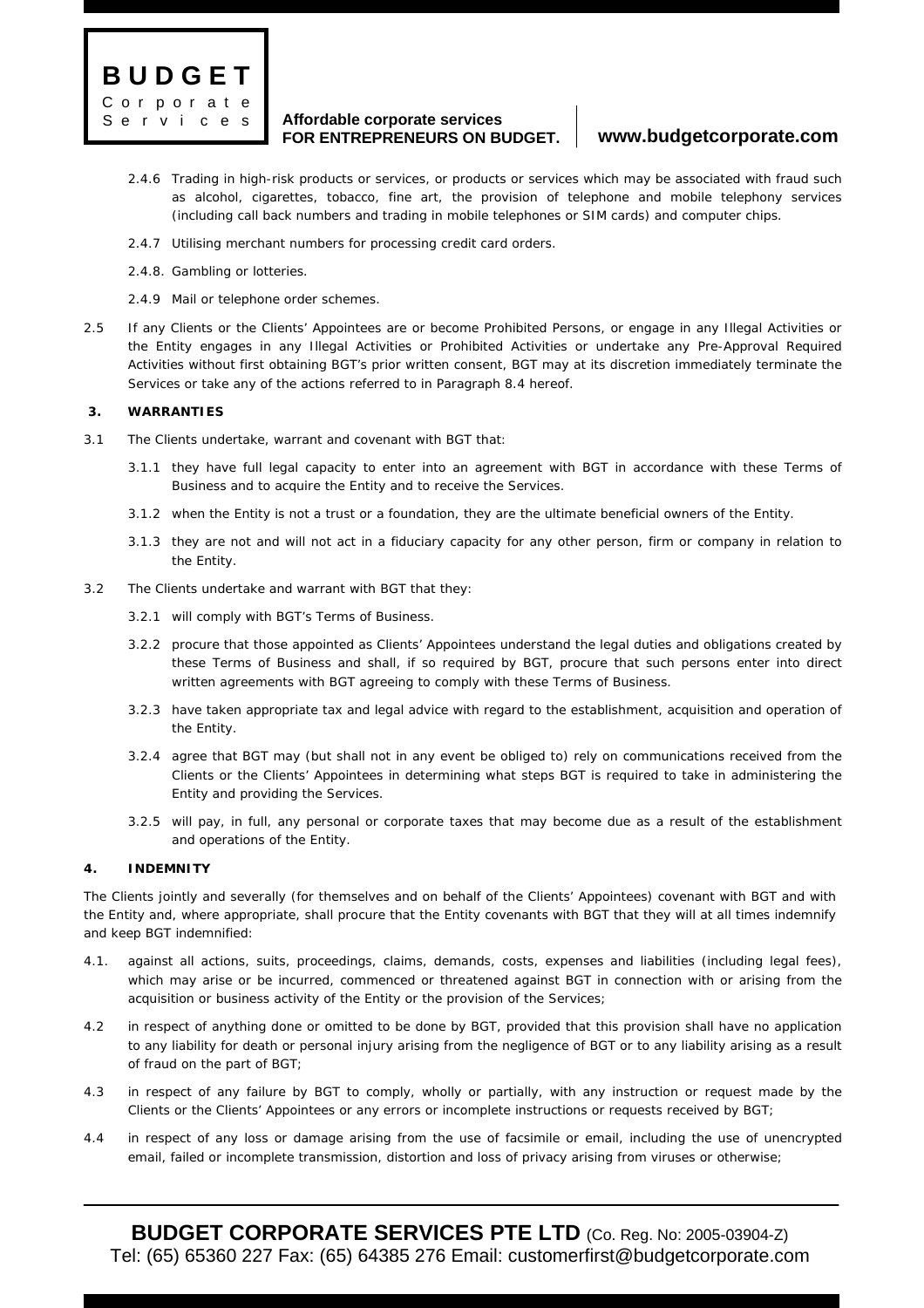2.4.6 Trading in high-risk products or services, or products or services which may be associated with fraud such as alcohol, cigarettes, tobacco, fine art, the provision of telephone and mobile telephony services (including call back numbers and trading in mobile telephones or SIM cards) and computer chips.

2.4.7 Utilising merchant numbers for processing credit card orders.

2.4.8. Gambling or lotteries.

2.4.9 Mail or telephone order schemes.

2.5 If any Clients or the Clients' Appointees are or become Prohibited Persons, or engage in any Illegal Activities or the Entity engages in any Illegal Activities or Prohibited Activities or undertake any Pre-Approval Required Activities without first obtaining BGT's prior written consent, BGT may at its discretion immediately terminate the Services or take any of the actions referred to in Paragraph 8.4 hereof.

## 3. WARRANTIES

3.1 The Clients undertake, warrant and covenant with BGT that:

3.1.1 they have full legal capacity to enter into an agreement with BGT in accordance with these Terms of Business and to acquire the Entity and to receive the Services.

3.1.2 when the Entity is not a trust or a foundation, they are the ultimate beneficial owners of the Entity.

3.1.3 they are not and will not act in a fiduciary capacity for any other person, firm or company in relation to the Entity.

3.2 The Clients undertake and warrant with BGT that they:

3.2.1 will comply with BGT's Terms of Business.

3.2.2 procure that those appointed as Clients' Appointees understand the legal duties and obligations created by these Terms of Business and shall, if so required by BGT, procure that such persons enter into direct written agreements with BGT agreeing to comply with these Terms of Business.

3.2.3 have taken appropriate tax and legal advice with regard to the establishment, acquisition and operation of the Entity.

3.2.4 agree that BGT may (but shall not in any event be obliged to) rely on communications received from the Clients or the Clients' Appointees in determining what steps BGT is required to take in administering the Entity and providing the Services.

3.2.5 will pay, in full, any personal or corporate taxes that may become due as a result of the establishment and operations of the Entity.

## 4. INDEMNITY

The Clients jointly and severally (for themselves and on behalf of the Clients' Appointees) covenant with BGT and with the Entity and, where appropriate, shall procure that the Entity covenants with BGT that they will at all times indemnify and keep BGT indemnified:

4.1. against all actions, suits, proceedings, claims, demands, costs, expenses and liabilities (including legal fees), which may arise or be incurred, commenced or threatened against BGT in connection with or arising from the acquisition or business activity of the Entity or the provision of the Services;

4.2 in respect of anything done or omitted to be done by BGT, provided that this provision shall have no application to any liability for death or personal injury arising from the negligence of BGT or to any liability arising as a result of fraud on the part of BGT;

4.3 in respect of any failure by BGT to comply, wholly or partially, with any instruction or request made by the Clients or the Clients' Appointees or any errors or incomplete instructions or requests received by BGT;

4.4 in respect of any loss or damage arising from the use of facsimile or email, including the use of unencrypted email, failed or incomplete transmission, distortion and loss of privacy arising from viruses or otherwise;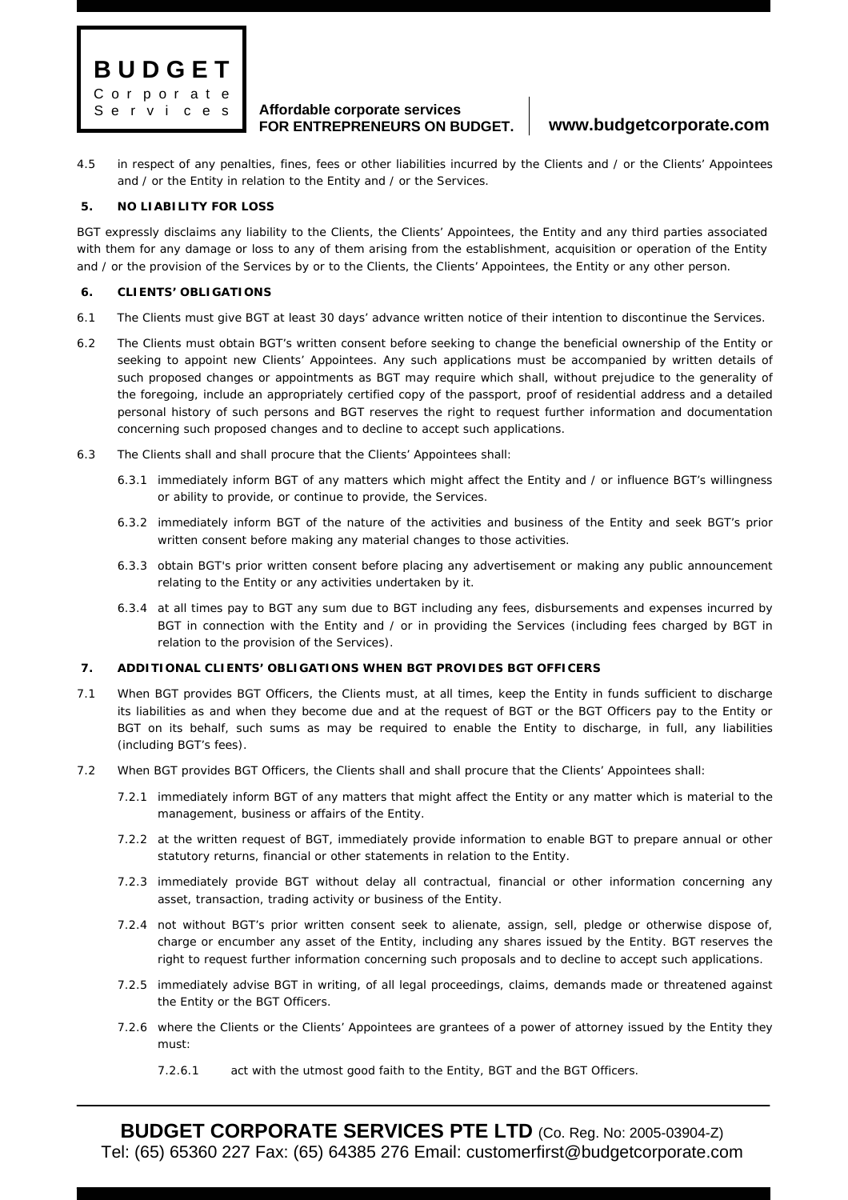4.5 in respect of any penalties, fines, fees or other liabilities incurred by the Clients and / or the Clients' Appointees and / or the Entity in relation to the Entity and / or the Services.

## 5. NO LIABILITY FOR LOSS

BGT expressly disclaims any liability to the Clients, the Clients' Appointees, the Entity and any third parties associated with them for any damage or loss to any of them arising from the establishment, acquisition or operation of the Entity and / or the provision of the Services by or to the Clients, the Clients' Appointees, the Entity or any other person.

## 6. CLIENTS' OBLIGATIONS

6.1 The Clients must give BGT at least 30 days' advance written notice of their intention to discontinue the Services.

6.2 The Clients must obtain BGT's written consent before seeking to change the beneficial ownership of the Entity or seeking to appoint new Clients' Appointees. Any such applications must be accompanied by written details of such proposed changes or appointments as BGT may require which shall, without prejudice to the generality of the foregoing, include an appropriately certified copy of the passport, proof of residential address and a detailed personal history of such persons and BGT reserves the right to request further information and documentation concerning such proposed changes and to decline to accept such applications.

6.3 The Clients shall and shall procure that the Clients' Appointees shall:

6.3.1 immediately inform BGT of any matters which might affect the Entity and / or influence BGT's willingness or ability to provide, or continue to provide, the Services.

6.3.2 immediately inform BGT of the nature of the activities and business of the Entity and seek BGT's prior written consent before making any material changes to those activities.

6.3.3 obtain BGT's prior written consent before placing any advertisement or making any public announcement relating to the Entity or any activities undertaken by it.

6.3.4 at all times pay to BGT any sum due to BGT including any fees, disbursements and expenses incurred by BGT in connection with the Entity and / or in providing the Services (including fees charged by BGT in relation to the provision of the Services).

## 7. ADDITIONAL CLIENTS' OBLIGATIONS WHEN BGT PROVIDES BGT OFFICERS

7.1 When BGT provides BGT Officers, the Clients must, at all times, keep the Entity in funds sufficient to discharge its liabilities as and when they become due and at the request of BGT or the BGT Officers pay to the Entity or BGT on its behalf, such sums as may be required to enable the Entity to discharge, in full, any liabilities (including BGT's fees).

7.2 When BGT provides BGT Officers, the Clients shall and shall procure that the Clients' Appointees shall:

7.2.1 immediately inform BGT of any matters that might affect the Entity or any matter which is material to the management, business or affairs of the Entity.

7.2.2 at the written request of BGT, immediately provide information to enable BGT to prepare annual or other statutory returns, financial or other statements in relation to the Entity.

7.2.3 immediately provide BGT without delay all contractual, financial or other information concerning any asset, transaction, trading activity or business of the Entity.

7.2.4 not without BGT's prior written consent seek to alienate, assign, sell, pledge or otherwise dispose of, charge or encumber any asset of the Entity, including any shares issued by the Entity. BGT reserves the right to request further information concerning such proposals and to decline to accept such applications.

7.2.5 immediately advise BGT in writing, of all legal proceedings, claims, demands made or threatened against the Entity or the BGT Officers.

7.2.6 where the Clients or the Clients' Appointees are grantees of a power of attorney issued by the Entity they must:

7.2.6.1 act with the utmost good faith to the Entity, BGT and the BGT Officers.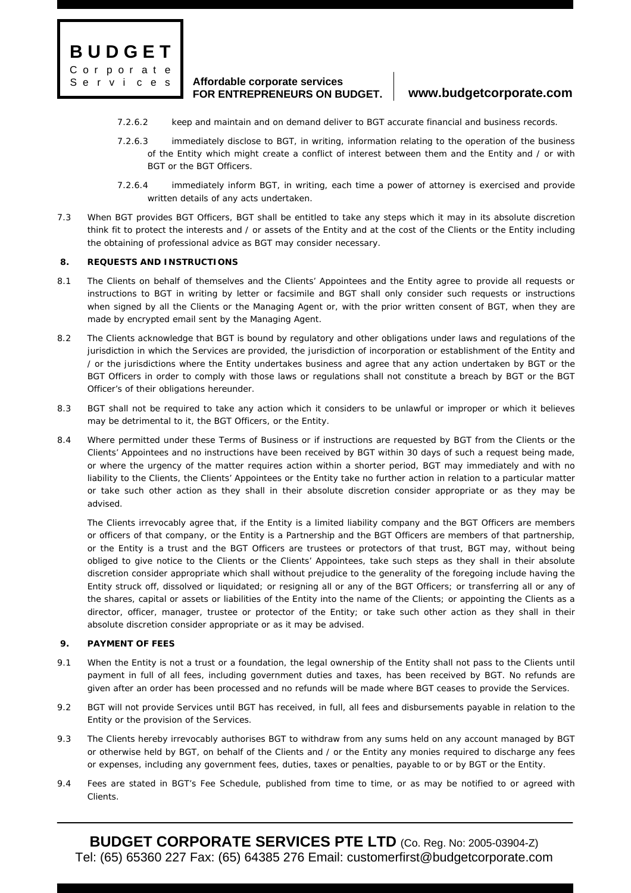7.2.6.2 keep and maintain and on demand deliver to BGT accurate financial and business records.

7.2.6.3 immediately disclose to BGT, in writing, information relating to the operation of the business of the Entity which might create a conflict of interest between them and the Entity and / or with BGT or the BGT Officers.

7.2.6.4 immediately inform BGT, in writing, each time a power of attorney is exercised and provide written details of any acts undertaken.

7.3 When BGT provides BGT Officers, BGT shall be entitled to take any steps which it may in its absolute discretion think fit to protect the interests and / or assets of the Entity and at the cost of the Clients or the Entity including the obtaining of professional advice as BGT may consider necessary.

**8. REQUESTS AND INSTRUCTIONS**

8.1 The Clients on behalf of themselves and the Clients' Appointees and the Entity agree to provide all requests or instructions to BGT in writing by letter or facsimile and BGT shall only consider such requests or instructions when signed by all the Clients or the Managing Agent or, with the prior written consent of BGT, when they are made by encrypted email sent by the Managing Agent.

8.2 The Clients acknowledge that BGT is bound by regulatory and other obligations under laws and regulations of the jurisdiction in which the Services are provided, the jurisdiction of incorporation or establishment of the Entity and / or the jurisdictions where the Entity undertakes business and agree that any action undertaken by BGT or the BGT Officers in order to comply with those laws or regulations shall not constitute a breach by BGT or the BGT Officer's of their obligations hereunder.

8.3 BGT shall not be required to take any action which it considers to be unlawful or improper or which it believes may be detrimental to it, the BGT Officers, or the Entity.

8.4 Where permitted under these Terms of Business or if instructions are requested by BGT from the Clients or the Clients' Appointees and no instructions have been received by BGT within 30 days of such a request being made, or where the urgency of the matter requires action within a shorter period, BGT may immediately and with no liability to the Clients, the Clients' Appointees or the Entity take no further action in relation to a particular matter or take such other action as they shall in their absolute discretion consider appropriate or as they may be advised.

The Clients irrevocably agree that, if the Entity is a limited liability company and the BGT Officers are members or officers of that company, or the Entity is a Partnership and the BGT Officers are members of that partnership, or the Entity is a trust and the BGT Officers are trustees or protectors of that trust, BGT may, without being obliged to give notice to the Clients or the Clients' Appointees, take such steps as they shall in their absolute discretion consider appropriate which shall without prejudice to the generality of the foregoing include having the Entity struck off, dissolved or liquidated; or resigning all or any of the BGT Officers; or transferring all or any of the shares, capital or assets or liabilities of the Entity into the name of the Clients; or appointing the Clients as a director, officer, manager, trustee or protector of the Entity; or take such other action as they shall in their absolute discretion consider appropriate or as it may be advised.

**9. PAYMENT OF FEES**

9.1 When the Entity is not a trust or a foundation, the legal ownership of the Entity shall not pass to the Clients until payment in full of all fees, including government duties and taxes, has been received by BGT. No refunds are given after an order has been processed and no refunds will be made where BGT ceases to provide the Services.

9.2 BGT will not provide Services until BGT has received, in full, all fees and disbursements payable in relation to the Entity or the provision of the Services.

9.3 The Clients hereby irrevocably authorises BGT to withdraw from any sums held on any account managed by BGT or otherwise held by BGT, on behalf of the Clients and / or the Entity any monies required to discharge any fees or expenses, including any government fees, duties, taxes or penalties, payable to or by BGT or the Entity.

9.4 Fees are stated in BGT's Fee Schedule, published from time to time, or as may be notified to or agreed with Clients.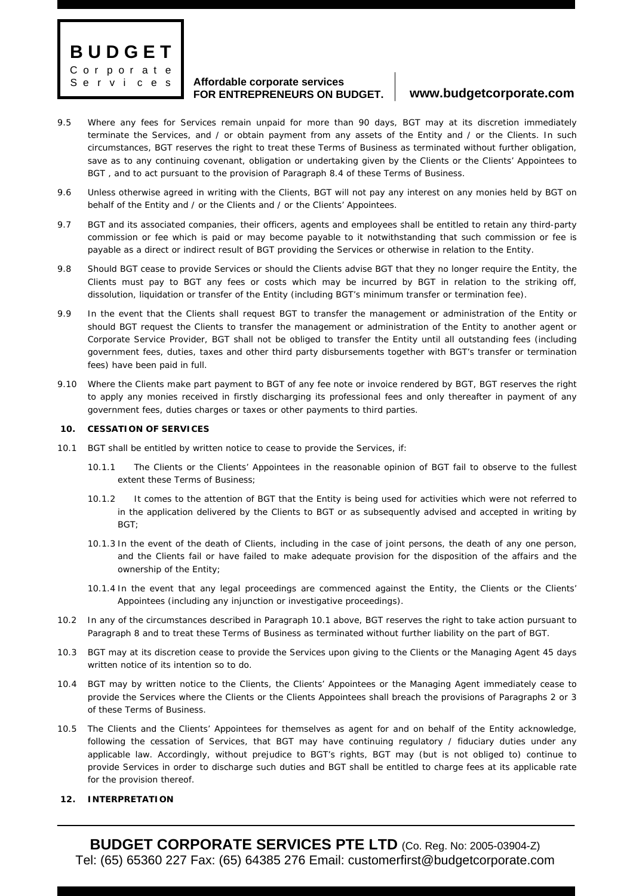9.5 Where any fees for Services remain unpaid for more than 90 days, BGT may at its discretion immediately terminate the Services, and / or obtain payment from any assets of the Entity and / or the Clients. In such circumstances, BGT reserves the right to treat these Terms of Business as terminated without further obligation, save as to any continuing covenant, obligation or undertaking given by the Clients or the Clients' Appointees to BGT , and to act pursuant to the provision of Paragraph 8.4 of these Terms of Business.

9.6 Unless otherwise agreed in writing with the Clients, BGT will not pay any interest on any monies held by BGT on behalf of the Entity and / or the Clients and / or the Clients' Appointees.

9.7 BGT and its associated companies, their officers, agents and employees shall be entitled to retain any third-party commission or fee which is paid or may become payable to it notwithstanding that such commission or fee is payable as a direct or indirect result of BGT providing the Services or otherwise in relation to the Entity.

9.8 Should BGT cease to provide Services or should the Clients advise BGT that they no longer require the Entity, the Clients must pay to BGT any fees or costs which may be incurred by BGT in relation to the striking off, dissolution, liquidation or transfer of the Entity (including BGT's minimum transfer or termination fee).

9.9 In the event that the Clients shall request BGT to transfer the management or administration of the Entity or should BGT request the Clients to transfer the management or administration of the Entity to another agent or Corporate Service Provider, BGT shall not be obliged to transfer the Entity until all outstanding fees (including government fees, duties, taxes and other third party disbursements together with BGT's transfer or termination fees) have been paid in full.

9.10 Where the Clients make part payment to BGT of any fee note or invoice rendered by BGT, BGT reserves the right to apply any monies received in firstly discharging its professional fees and only thereafter in payment of any government fees, duties charges or taxes or other payments to third parties.

**10. CESSATION OF SERVICES**

10.1 BGT shall be entitled by written notice to cease to provide the Services, if:

10.1.1 The Clients or the Clients' Appointees in the reasonable opinion of BGT fail to observe to the fullest extent these Terms of Business;

10.1.2 It comes to the attention of BGT that the Entity is being used for activities which were not referred to in the application delivered by the Clients to BGT or as subsequently advised and accepted in writing by BGT;

10.1.3 In the event of the death of Clients, including in the case of joint persons, the death of any one person, and the Clients fail or have failed to make adequate provision for the disposition of the affairs and the ownership of the Entity;

10.1.4 In the event that any legal proceedings are commenced against the Entity, the Clients or the Clients' Appointees (including any injunction or investigative proceedings).

10.2 In any of the circumstances described in Paragraph 10.1 above, BGT reserves the right to take action pursuant to Paragraph 8 and to treat these Terms of Business as terminated without further liability on the part of BGT.

10.3 BGT may at its discretion cease to provide the Services upon giving to the Clients or the Managing Agent 45 days written notice of its intention so to do.

10.4 BGT may by written notice to the Clients, the Clients' Appointees or the Managing Agent immediately cease to provide the Services where the Clients or the Clients Appointees shall breach the provisions of Paragraphs 2 or 3 of these Terms of Business.

10.5 The Clients and the Clients' Appointees for themselves as agent for and on behalf of the Entity acknowledge, following the cessation of Services, that BGT may have continuing regulatory / fiduciary duties under any applicable law. Accordingly, without prejudice to BGT's rights, BGT may (but is not obliged to) continue to provide Services in order to discharge such duties and BGT shall be entitled to charge fees at its applicable rate for the provision thereof.

**12. INTERPRETATION**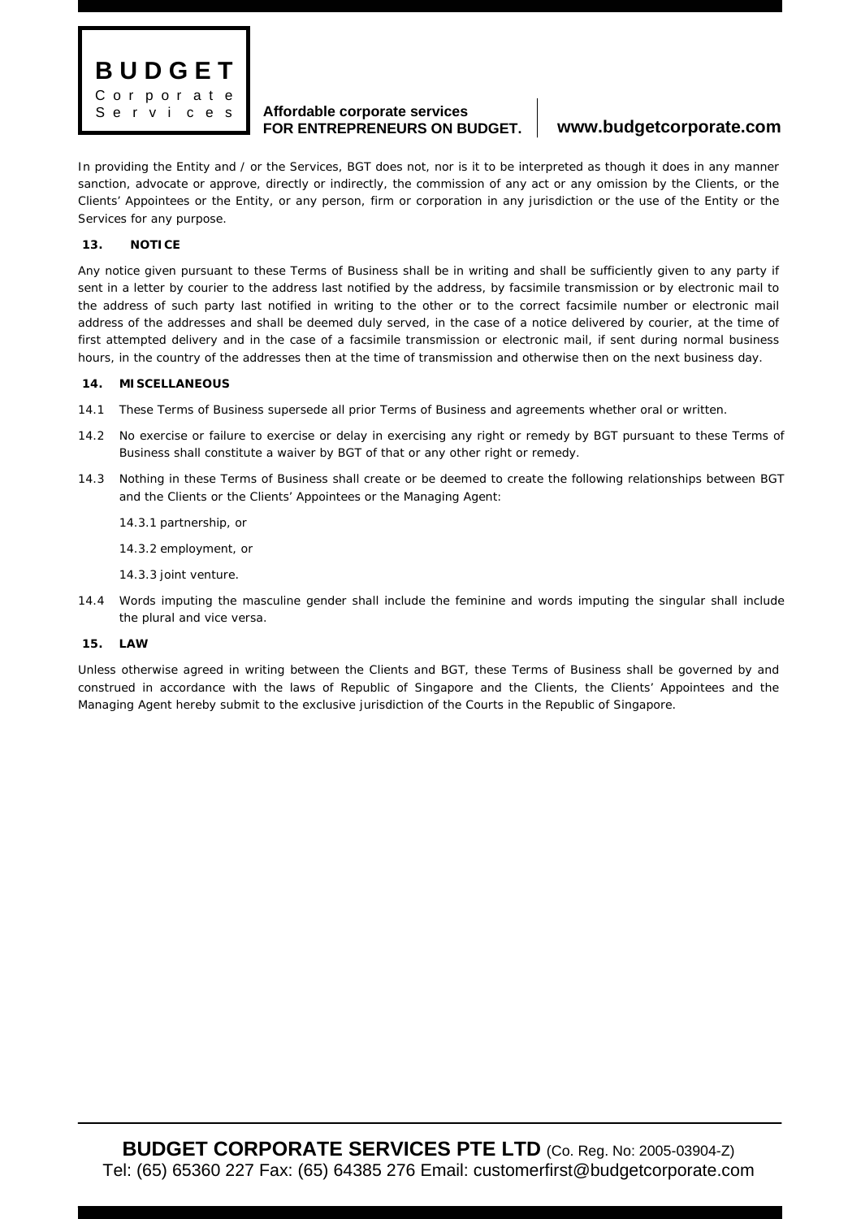In providing the Entity and / or the Services, BGT does not, nor is it to be interpreted as though it does in any manner sanction, advocate or approve, directly or indirectly, the commission of any act or any omission by the Clients, or the Clients' Appointees or the Entity, or any person, firm or corporation in any jurisdiction or the use of the Entity or the Services for any purpose.

**13. NOTICE**

Any notice given pursuant to these Terms of Business shall be in writing and shall be sufficiently given to any party if sent in a letter by courier to the address last notified by the address, by facsimile transmission or by electronic mail to the address of such party last notified in writing to the other or to the correct facsimile number or electronic mail address of the addresses and shall be deemed duly served, in the case of a notice delivered by courier, at the time of first attempted delivery and in the case of a facsimile transmission or electronic mail, if sent during normal business hours, in the country of the addresses then at the time of transmission and otherwise then on the next business day.

**14. MISCELLANEOUS**

14.1 These Terms of Business supersede all prior Terms of Business and agreements whether oral or written.

14.2 No exercise or failure to exercise or delay in exercising any right or remedy by BGT pursuant to these Terms of Business shall constitute a waiver by BGT of that or any other right or remedy.

14.3 Nothing in these Terms of Business shall create or be deemed to create the following relationships between BGT and the Clients or the Clients' Appointees or the Managing Agent:

14.3.1 partnership, or

14.3.2 employment, or

14.3.3 joint venture.

14.4 Words imputing the masculine gender shall include the feminine and words imputing the singular shall include the plural and vice versa.

**15. LAW**

Unless otherwise agreed in writing between the Clients and BGT, these Terms of Business shall be governed by and construed in accordance with the laws of Republic of Singapore and the Clients, the Clients' Appointees and the Managing Agent hereby submit to the exclusive jurisdiction of the Courts in the Republic of Singapore.